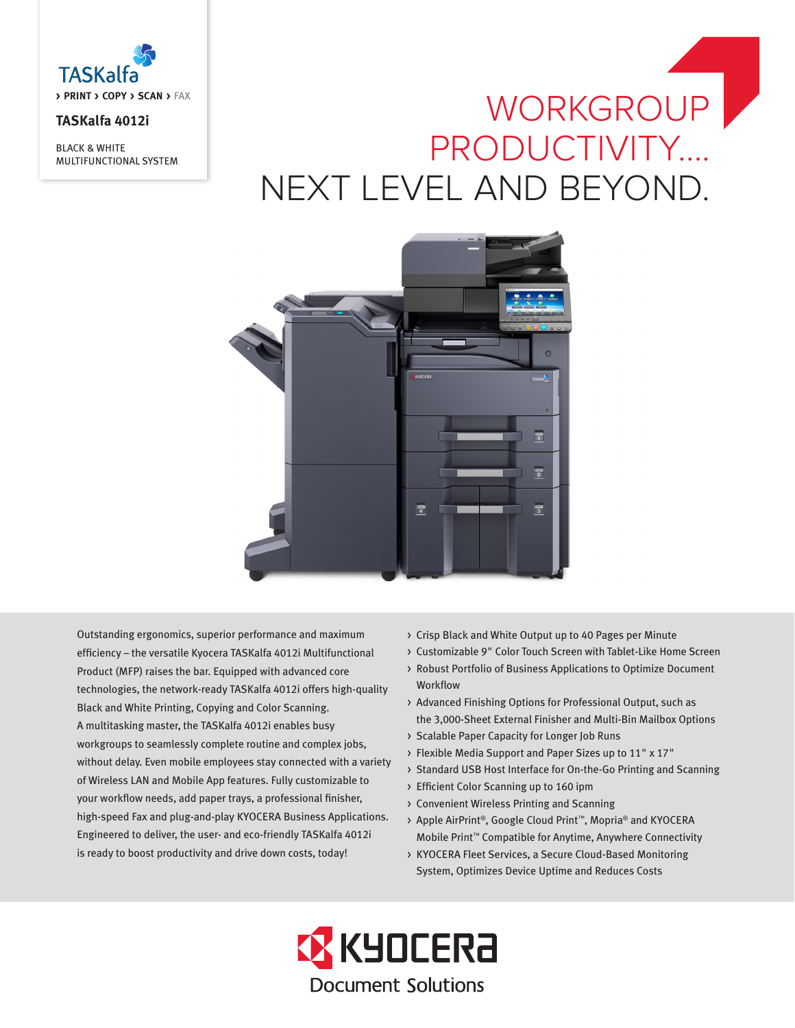TASKalfa

› PRINT › COPY › SCAN › FAX

**TASKalfa 4012i**

BLACK & WHITE
MULTIFUNCTIONAL SYSTEM

# WORKGROUP PRODUCTIVITY.... NEXT LEVEL AND BEYOND.

Outstanding ergonomics, superior performance and maximum efficiency – the versatile Kyocera TASKalfa 4012i Multifunctional Product (MFP) raises the bar. Equipped with advanced core technologies, the network-ready TASKalfa 4012i offers high-quality Black and White Printing, Copying and Color Scanning. A multitasking master, the TASKalfa 4012i enables busy workgroups to seamlessly complete routine and complex jobs, without delay. Even mobile employees stay connected with a variety of Wireless LAN and Mobile App features. Fully customizable to your workflow needs, add paper trays, a professional finisher, high-speed Fax and plug-and-play KYOCERA Business Applications. Engineered to deliver, the user- and eco-friendly TASKalfa 4012i is ready to boost productivity and drive down costs, today!

- Crisp Black and White Output up to 40 Pages per Minute
- Customizable 9" Color Touch Screen with Tablet-Like Home Screen
- Robust Portfolio of Business Applications to Optimize Document Workflow
- Advanced Finishing Options for Professional Output, such as the 3,000-Sheet External Finisher and Multi-Bin Mailbox Options
- Scalable Paper Capacity for Longer Job Runs
- Flexible Media Support and Paper Sizes up to 11" x 17"
- Standard USB Host Interface for On-the-Go Printing and Scanning
- Efficient Color Scanning up to 160 ipm
- Convenient Wireless Printing and Scanning
- Apple AirPrint®, Google Cloud Print™, Mopria® and KYOCERA Mobile Print™ Compatible for Anytime, Anywhere Connectivity
- KYOCERA Fleet Services, a Secure Cloud-Based Monitoring System, Optimizes Device Uptime and Reduces Costs

KYOCERA
Document Solutions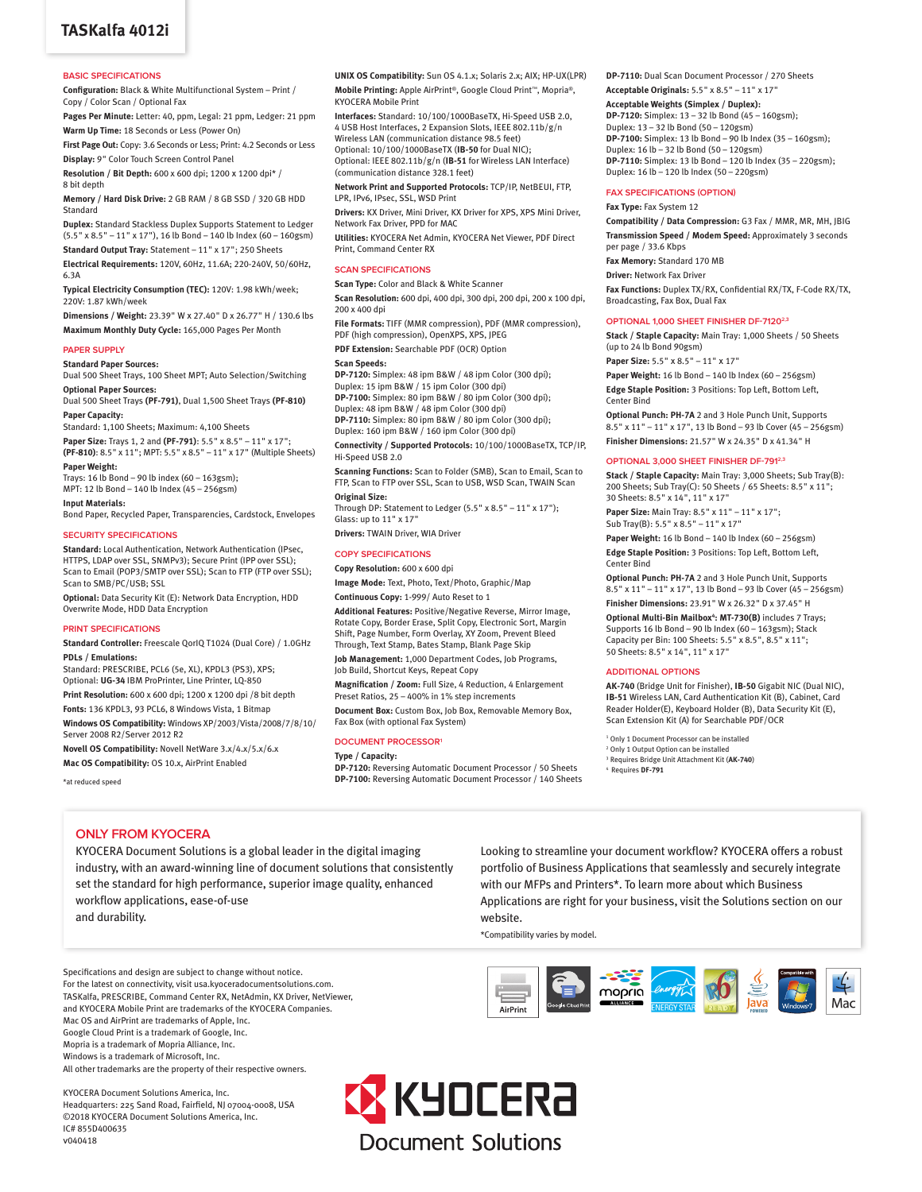# TASKalfa 4012i

## BASIC SPECIFICATIONS

**Configuration:** Black & White Multifunctional System – Print / Copy / Color Scan / Optional Fax

**Pages Per Minute:** Letter: 40, ppm, Legal: 21 ppm, Ledger: 21 ppm

**Warm Up Time:** 18 Seconds or Less (Power On)

**First Page Out:** Copy: 3.6 Seconds or Less; Print: 4.2 Seconds or Less

**Display:** 9" Color Touch Screen Control Panel

**Resolution / Bit Depth:** 600 x 600 dpi; 1200 x 1200 dpi* / 8 bit depth

**Memory / Hard Disk Drive:** 2 GB RAM / 8 GB SSD / 320 GB HDD Standard

**Duplex:** Standard Stackless Duplex Supports Statement to Ledger (5.5" x 8.5" – 11" x 17"), 16 lb Bond – 140 lb Index (60 – 160gsm)

**Standard Output Tray:** Statement – 11" x 17"; 250 Sheets

**Electrical Requirements:** 120V, 60Hz, 11.6A; 220-240V, 50/60Hz, 6.3A

**Typical Electricity Consumption (TEC):** 120V: 1.98 kWh/week; 220V: 1.87 kWh/week

**Dimensions / Weight:** 23.39" W x 27.40" D x 26.77" H / 130.6 lbs

**Maximum Monthly Duty Cycle:** 165,000 Pages Per Month

## PAPER SUPPLY

**Standard Paper Sources:**
Dual 500 Sheet Trays, 100 Sheet MPT; Auto Selection/Switching

**Optional Paper Sources:**
Dual 500 Sheet Trays **(PF-791)**, Dual 1,500 Sheet Trays **(PF-810)**

**Paper Capacity:**
Standard: 1,100 Sheets; Maximum: 4,100 Sheets

**Paper Size:** Trays 1, 2 and **(PF-791)**: 5.5" x 8.5" – 11" x 17"; **(PF-810)**: 8.5" x 11"; MPT: 5.5" x 8.5" – 11" x 17" (Multiple Sheets)

**Paper Weight:**
Trays: 16 lb Bond – 90 lb index (60 – 163gsm);
MPT: 12 lb Bond – 140 lb Index (45 – 256gsm)

**Input Materials:**
Bond Paper, Recycled Paper, Transparencies, Cardstock, Envelopes

## SECURITY SPECIFICATIONS

**Standard:** Local Authentication, Network Authentication (IPsec, HTTPS, LDAP over SSL, SNMPv3); Secure Print (IPP over SSL); Scan to Email (POP3/SMTP over SSL); Scan to FTP (FTP over SSL); Scan to SMB/PC/USB; SSL

**Optional:** Data Security Kit (E): Network Data Encryption, HDD Overwrite Mode, HDD Data Encryption

## PRINT SPECIFICATIONS

**Standard Controller:** Freescale QorIQ T1024 (Dual Core) / 1.0GHz

**PDLs / Emulations:**
Standard: PRESCRIBE, PCL6 (5e, XL), KPDL3 (PS3), XPS;
Optional: **UG-34** IBM ProPrinter, Line Printer, LQ-850

**Print Resolution:** 600 x 600 dpi; 1200 x 1200 dpi /8 bit depth

**Fonts:** 136 KPDL3, 93 PCL6, 8 Windows Vista, 1 Bitmap

**Windows OS Compatibility:** Windows XP/2003/Vista/2008/7/8/10/ Server 2008 R2/Server 2012 R2

**Novell OS Compatibility:** Novell NetWare 3.x/4.x/5.x/6.x

**Mac OS Compatibility:** OS 10.x, AirPrint Enabled

*at reduced speed

**UNIX OS Compatibility:** Sun OS 4.1.x; Solaris 2.x; AIX; HP-UX(LPR)

**Mobile Printing:** Apple AirPrint®, Google Cloud Print™, Mopria®, KYOCERA Mobile Print

**Interfaces:** Standard: 10/100/1000BaseTX, Hi-Speed USB 2.0, 4 USB Host Interfaces, 2 Expansion Slots, IEEE 802.11b/g/n Wireless LAN (communication distance 98.5 feet)
Optional: 10/100/1000BaseTX (**IB-50** for Dual NIC);
Optional: IEEE 802.11b/g/n (**IB-51** for Wireless LAN Interface) (communication distance 328.1 feet)

**Network Print and Supported Protocols:** TCP/IP, NetBEUI, FTP, LPR, IPv6, IPsec, SSL, WSD Print

**Drivers:** KX Driver, Mini Driver, KX Driver for XPS, XPS Mini Driver, Network Fax Driver, PPD for MAC

**Utilities:** KYOCERA Net Admin, KYOCERA Net Viewer, PDF Direct Print, Command Center RX

## SCAN SPECIFICATIONS

**Scan Type:** Color and Black & White Scanner

**Scan Resolution:** 600 dpi, 400 dpi, 300 dpi, 200 dpi, 200 x 100 dpi, 200 x 400 dpi

**File Formats:** TIFF (MMR compression), PDF (MMR compression), PDF (high compression), OpenXPS, XPS, JPEG

**PDF Extension:** Searchable PDF (OCR) Option

**Scan Speeds:**
**DP-7120:** Simplex: 48 ipm B&W / 48 ipm Color (300 dpi);
Duplex: 15 ipm B&W / 15 ipm Color (300 dpi)
**DP-7100:** Simplex: 80 ipm B&W / 80 ipm Color (300 dpi);
Duplex: 48 ipm B&W / 48 ipm Color (300 dpi)
**DP-7110:** Simplex: 80 ipm B&W / 80 ipm Color (300 dpi);
Duplex: 160 ipm B&W / 160 ipm Color (300 dpi)

**Connectivity / Supported Protocols:** 10/100/1000BaseTX, TCP/IP, Hi-Speed USB 2.0

**Scanning Functions:** Scan to Folder (SMB), Scan to Email, Scan to FTP, Scan to FTP over SSL, Scan to USB, WSD Scan, TWAIN Scan

**Original Size:**
Through DP: Statement to Ledger (5.5" x 8.5" – 11" x 17");
Glass: up to 11" x 17"

**Drivers:** TWAIN Driver, WIA Driver

## COPY SPECIFICATIONS

**Copy Resolution:** 600 x 600 dpi

**Image Mode:** Text, Photo, Text/Photo, Graphic/Map

**Continuous Copy:** 1-999/ Auto Reset to 1

**Additional Features:** Positive/Negative Reverse, Mirror Image, Rotate Copy, Border Erase, Split Copy, Electronic Sort, Margin Shift, Page Number, Form Overlay, XY Zoom, Prevent Bleed Through, Text Stamp, Bates Stamp, Blank Page Skip

**Job Management:** 1,000 Department Codes, Job Programs, Job Build, Shortcut Keys, Repeat Copy

**Magnification / Zoom:** Full Size, 4 Reduction, 4 Enlargement Preset Ratios, 25 – 400% in 1% step increments

**Document Box:** Custom Box, Job Box, Removable Memory Box, Fax Box (with optional Fax System)

## DOCUMENT PROCESSOR[1]

**Type / Capacity:**
**DP-7120:** Reversing Automatic Document Processor / 50 Sheets
**DP-7100:** Reversing Automatic Document Processor / 140 Sheets
**DP-7110:** Dual Scan Document Processor / 270 Sheets

**Acceptable Originals:** 5.5" x 8.5" – 11" x 17"

**Acceptable Weights (Simplex / Duplex):**
**DP-7120:** Simplex: 13 – 32 lb Bond (45 – 160gsm);
Duplex: 13 – 32 lb Bond (50 – 120gsm)
**DP-7100:** Simplex: 13 lb Bond – 90 lb Index (35 – 160gsm);
Duplex: 16 lb – 32 lb Bond (50 – 120gsm)
**DP-7110:** Simplex: 13 lb Bond – 120 lb Index (35 – 220gsm);
Duplex: 16 lb – 120 lb Index (50 – 220gsm)

## FAX SPECIFICATIONS (OPTION)

**Fax Type:** Fax System 12

**Compatibility / Data Compression:** G3 Fax / MMR, MR, MH, JBIG

**Transmission Speed / Modem Speed:** Approximately 3 seconds per page / 33.6 Kbps

**Fax Memory:** Standard 170 MB

**Driver:** Network Fax Driver

**Fax Functions:** Duplex TX/RX, Confidential RX/TX, F-Code RX/TX, Broadcasting, Fax Box, Dual Fax

## OPTIONAL 1,000 SHEET FINISHER DF-7120[2,3]

**Stack / Staple Capacity:** Main Tray: 1,000 Sheets / 50 Sheets (up to 24 lb Bond 90gsm)

**Paper Size:** 5.5" x 8.5" – 11" x 17"

**Paper Weight:** 16 lb Bond – 140 lb Index (60 – 256gsm)

**Edge Staple Position:** 3 Positions: Top Left, Bottom Left, Center Bind

**Optional Punch: PH-7A** 2 and 3 Hole Punch Unit, Supports 8.5" x 11" – 11" x 17", 13 lb Bond – 93 lb Cover (45 – 256gsm)

**Finisher Dimensions:** 21.57" W x 24.35" D x 41.34" H

## OPTIONAL 3,000 SHEET FINISHER DF-791[2,3]

**Stack / Staple Capacity:** Main Tray: 3,000 Sheets; Sub Tray(B): 200 Sheets; Sub Tray(C): 50 Sheets / 65 Sheets: 8.5" x 11"; 30 Sheets: 8.5" x 14", 11" x 17"

**Paper Size:** Main Tray: 8.5" x 11" – 11" x 17";
Sub Tray(B): 5.5" x 8.5" – 11" x 17"

**Paper Weight:** 16 lb Bond – 140 lb Index (60 – 256gsm)

**Edge Staple Position:** 3 Positions: Top Left, Bottom Left, Center Bind

**Optional Punch: PH-7A** 2 and 3 Hole Punch Unit, Supports 8.5" x 11" – 11" x 17", 13 lb Bond – 93 lb Cover (45 – 256gsm)

**Finisher Dimensions:** 23.91" W x 26.32" D x 37.45" H

**Optional Multi-Bin Mailbox[4]: MT-730(B)** includes 7 Trays; Supports 16 lb Bond – 90 lb Index (60 – 163gsm); Stack Capacity per Bin: 100 Sheets: 5.5" x 8.5", 8.5" x 11"; 50 Sheets: 8.5" x 14", 11" x 17"

## ADDITIONAL OPTIONS

**AK-740** (Bridge Unit for Finisher), **IB-50** Gigabit NIC (Dual NIC), **IB-51** Wireless LAN, Card Authentication Kit (B), Cabinet, Card Reader Holder(E), Keyboard Holder (B), Data Security Kit (E), Scan Extension Kit (A) for Searchable PDF/OCR

[1] Only 1 Document Processor can be installed
[2] Only 1 Output Option can be installed
[3] Requires Bridge Unit Attachment Kit (**AK-740**)
[4] Requires **DF-791**

## ONLY FROM KYOCERA

KYOCERA Document Solutions is a global leader in the digital imaging industry, with an award-winning line of document solutions that consistently set the standard for high performance, superior image quality, enhanced workflow applications, ease-of-use and durability.

Looking to streamline your document workflow? KYOCERA offers a robust portfolio of Business Applications that seamlessly and securely integrate with our MFPs and Printers*. To learn more about which Business Applications are right for your business, visit the Solutions section on our website.

*Compatibility varies by model.

Specifications and design are subject to change without notice.
For the latest on connectivity, visit usa.kyoceradocumentsolutions.com.
TASKalfa, PRESCRIBE, Command Center RX, NetAdmin, KX Driver, NetViewer, and KYOCERA Mobile Print are trademarks of the KYOCERA Companies.
Mac OS and AirPrint are trademarks of Apple, Inc.
Google Cloud Print is a trademark of Google, Inc.
Mopria is a trademark of Mopria Alliance, Inc.
Windows is a trademark of Microsoft, Inc.
All other trademarks are the property of their respective owners.

AirPrint | Google Cloud Print | mopria ALLIANCE | ENERGY STAR | IPv6 READY | Java POWERED | Compatible with Windows 7 | Mac

KYOCERA Document Solutions America, Inc.
Headquarters: 225 Sand Road, Fairfield, NJ 07004-0008, USA
©2018 KYOCERA Document Solutions America, Inc.
IC# 855D400635
v040418

KYOCERA Document Solutions